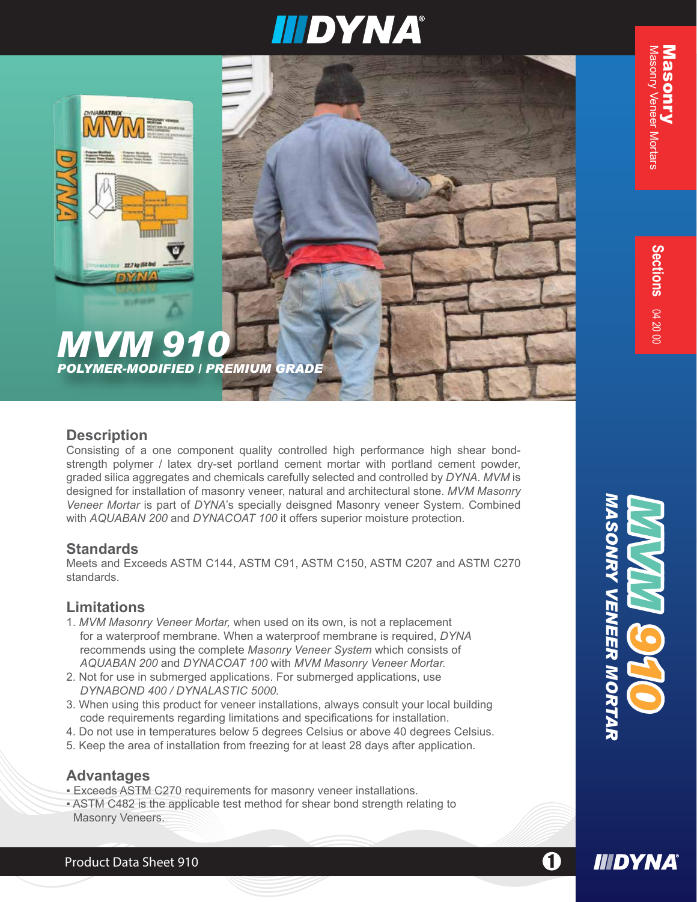# MVM 910

**POLYMER-MODIFIED | PREMIUM GRADE**

**Masonry**
Masonry Veneer Mortars

**Sections** 04 20 00

**MVM 910**
**MASONRY VENEER MORTAR**

## Description

Consisting of a one component quality controlled high performance high shear bond-strength polymer / latex dry-set portland cement mortar with portland cement powder, graded silica aggregates and chemicals carefully selected and controlled by *DYNA*. *MVM* is designed for installation of masonry veneer, natural and architectural stone. *MVM Masonry Veneer Mortar* is part of *DYNA*'s specially deisgned Masonry veneer System. Combined with *AQUABAN 200* and *DYNACOAT 100* it offers superior moisture protection.

## Standards

Meets and Exceeds ASTM C144, ASTM C91, ASTM C150, ASTM C207 and ASTM C270 standards.

## Limitations

1. *MVM Masonry Veneer Mortar,* when used on its own, is not a replacement for a waterproof membrane. When a waterproof membrane is required, *DYNA* recommends using the complete *Masonry Veneer System* which consists of *AQUABAN 200* and *DYNACOAT 100* with *MVM Masonry Veneer Mortar.*
2. Not for use in submerged applications. For submerged applications, use *DYNABOND 400 / DYNALASTIC 5000.*
3. When using this product for veneer installations, always consult your local building code requirements regarding limitations and specifications for installation.
4. Do not use in temperatures below 5 degrees Celsius or above 40 degrees Celsius.
5. Keep the area of installation from freezing for at least 28 days after application.

## Advantages

- Exceeds ASTM C270 requirements for masonry veneer installations.
- ASTM C482 is the applicable test method for shear bond strength relating to Masonry Veneers.

Product Data Sheet 910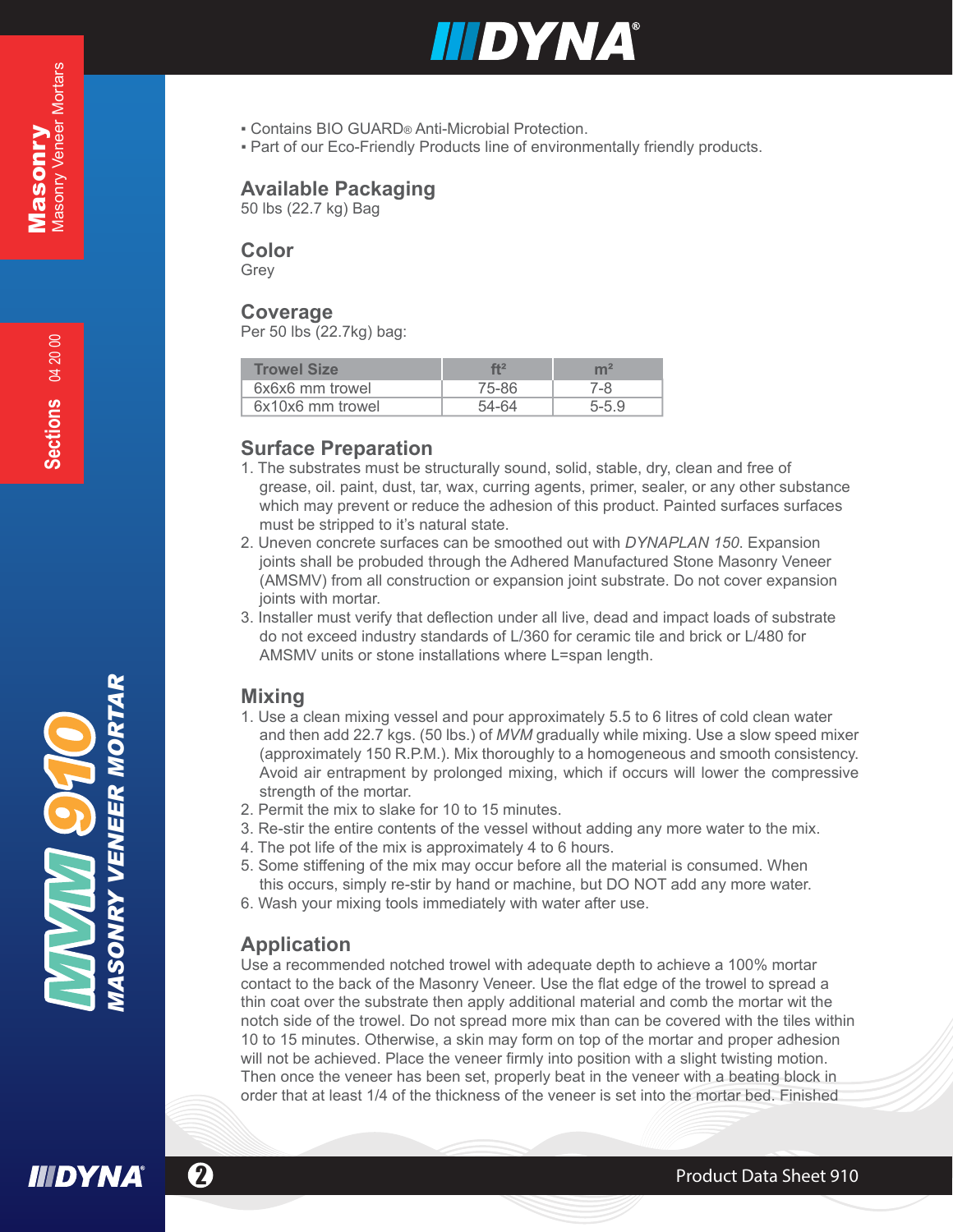- Contains BIO GUARD® Anti-Microbial Protection.
- Part of our Eco-Friendly Products line of environmentally friendly products.

## Available Packaging

50 lbs (22.7 kg) Bag

## Color

Grey

## Coverage

Per 50 lbs (22.7kg) bag:

| Trowel Size | ft² | m² |
|---|---|---|
| 6x6x6 mm trowel | 75-86 | 7-8 |
| 6x10x6 mm trowel | 54-64 | 5-5.9 |

## Surface Preparation

1. The substrates must be structurally sound, solid, stable, dry, clean and free of grease, oil. paint, dust, tar, wax, curring agents, primer, sealer, or any other substance which may prevent or reduce the adhesion of this product. Painted surfaces surfaces must be stripped to it's natural state.
2. Uneven concrete surfaces can be smoothed out with *DYNAPLAN 150*. Expansion joints shall be probuded through the Adhered Manufactured Stone Masonry Veneer (AMSMV) from all construction or expansion joint substrate. Do not cover expansion joints with mortar.
3. Installer must verify that deflection under all live, dead and impact loads of substrate do not exceed industry standards of L/360 for ceramic tile and brick or L/480 for AMSMV units or stone installations where L=span length.

## Mixing

1. Use a clean mixing vessel and pour approximately 5.5 to 6 litres of cold clean water and then add 22.7 kgs. (50 lbs.) of *MVM* gradually while mixing. Use a slow speed mixer (approximately 150 R.P.M.). Mix thoroughly to a homogeneous and smooth consistency. Avoid air entrapment by prolonged mixing, which if occurs will lower the compressive strength of the mortar.
2. Permit the mix to slake for 10 to 15 minutes.
3. Re-stir the entire contents of the vessel without adding any more water to the mix.
4. The pot life of the mix is approximately 4 to 6 hours.
5. Some stiffening of the mix may occur before all the material is consumed. When this occurs, simply re-stir by hand or machine, but DO NOT add any more water.
6. Wash your mixing tools immediately with water after use.

## Application

Use a recommended notched trowel with adequate depth to achieve a 100% mortar contact to the back of the Masonry Veneer. Use the flat edge of the trowel to spread a thin coat over the substrate then apply additional material and comb the mortar wit the notch side of the trowel. Do not spread more mix than can be covered with the tiles within 10 to 15 minutes. Otherwise, a skin may form on top of the mortar and proper adhesion will not be achieved. Place the veneer firmly into position with a slight twisting motion. Then once the veneer has been set, properly beat in the veneer with a beating block in order that at least 1/4 of the thickness of the veneer is set into the mortar bed. Finished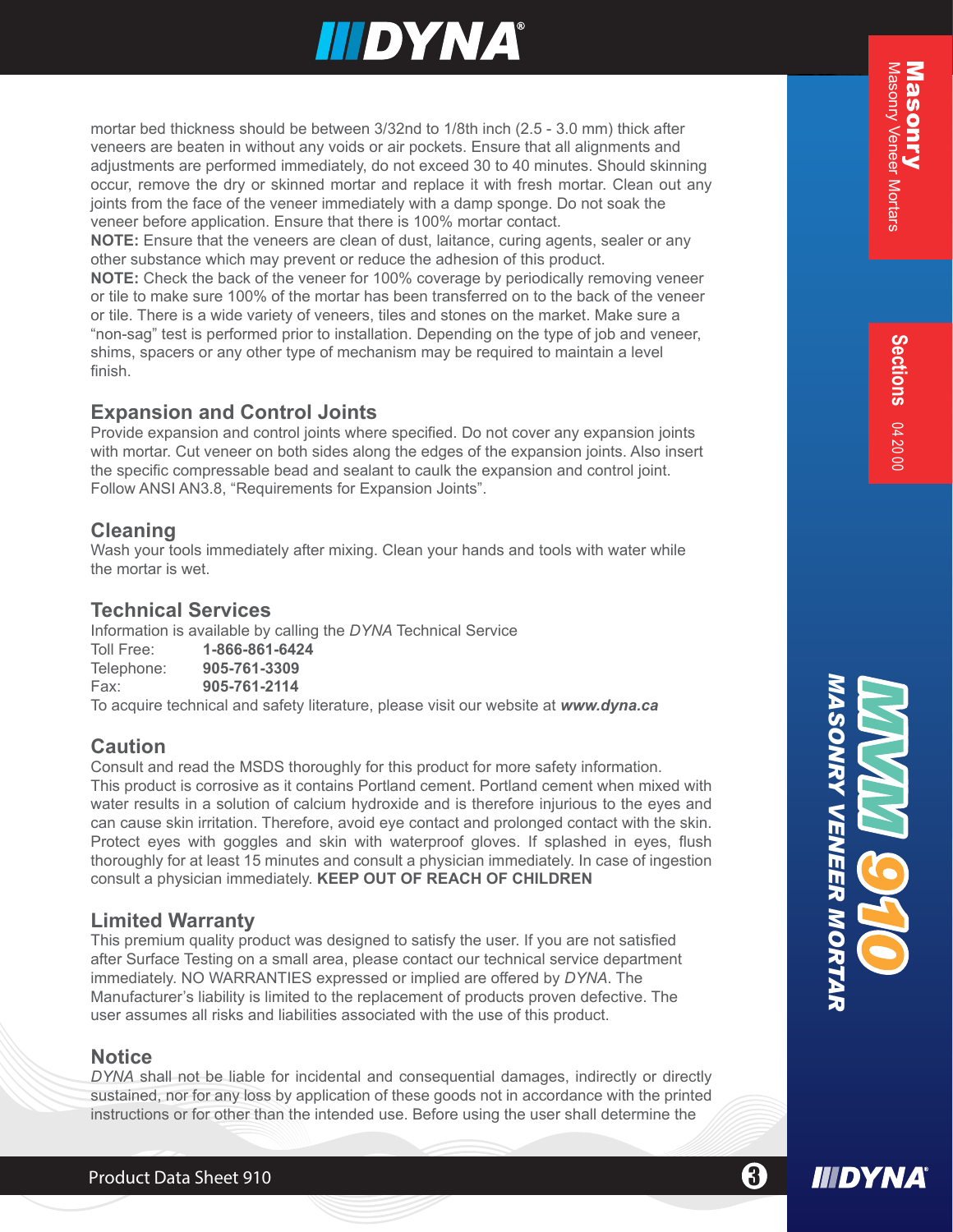mortar bed thickness should be between 3/32nd to 1/8th inch (2.5 - 3.0 mm) thick after veneers are beaten in without any voids or air pockets. Ensure that all alignments and adjustments are performed immediately, do not exceed 30 to 40 minutes. Should skinning occur, remove the dry or skinned mortar and replace it with fresh mortar. Clean out any joints from the face of the veneer immediately with a damp sponge. Do not soak the veneer before application. Ensure that there is 100% mortar contact.

**NOTE:** Ensure that the veneers are clean of dust, laitance, curing agents, sealer or any other substance which may prevent or reduce the adhesion of this product.

**NOTE:** Check the back of the veneer for 100% coverage by periodically removing veneer or tile to make sure 100% of the mortar has been transferred on to the back of the veneer or tile. There is a wide variety of veneers, tiles and stones on the market. Make sure a "non-sag" test is performed prior to installation. Depending on the type of job and veneer, shims, spacers or any other type of mechanism may be required to maintain a level finish.

## Expansion and Control Joints

Provide expansion and control joints where specified. Do not cover any expansion joints with mortar. Cut veneer on both sides along the edges of the expansion joints. Also insert the specific compressable bead and sealant to caulk the expansion and control joint. Follow ANSI AN3.8, "Requirements for Expansion Joints".

## Cleaning

Wash your tools immediately after mixing. Clean your hands and tools with water while the mortar is wet.

## Technical Services

Information is available by calling the *DYNA* Technical Service

Toll Free: **1-866-861-6424**
Telephone: **905-761-3309**
Fax: **905-761-2114**

To acquire technical and safety literature, please visit our website at ***www.dyna.ca***

## Caution

Consult and read the MSDS thoroughly for this product for more safety information. This product is corrosive as it contains Portland cement. Portland cement when mixed with water results in a solution of calcium hydroxide and is therefore injurious to the eyes and can cause skin irritation. Therefore, avoid eye contact and prolonged contact with the skin. Protect eyes with goggles and skin with waterproof gloves. If splashed in eyes, flush thoroughly for at least 15 minutes and consult a physician immediately. In case of ingestion consult a physician immediately. **KEEP OUT OF REACH OF CHILDREN**

## Limited Warranty

This premium quality product was designed to satisfy the user. If you are not satisfied after Surface Testing on a small area, please contact our technical service department immediately. NO WARRANTIES expressed or implied are offered by *DYNA*. The Manufacturer's liability is limited to the replacement of products proven defective. The user assumes all risks and liabilities associated with the use of this product.

## Notice

*DYNA* shall not be liable for incidental and consequential damages, indirectly or directly sustained, nor for any loss by application of these goods not in accordance with the printed instructions or for other than the intended use. Before using the user shall determine the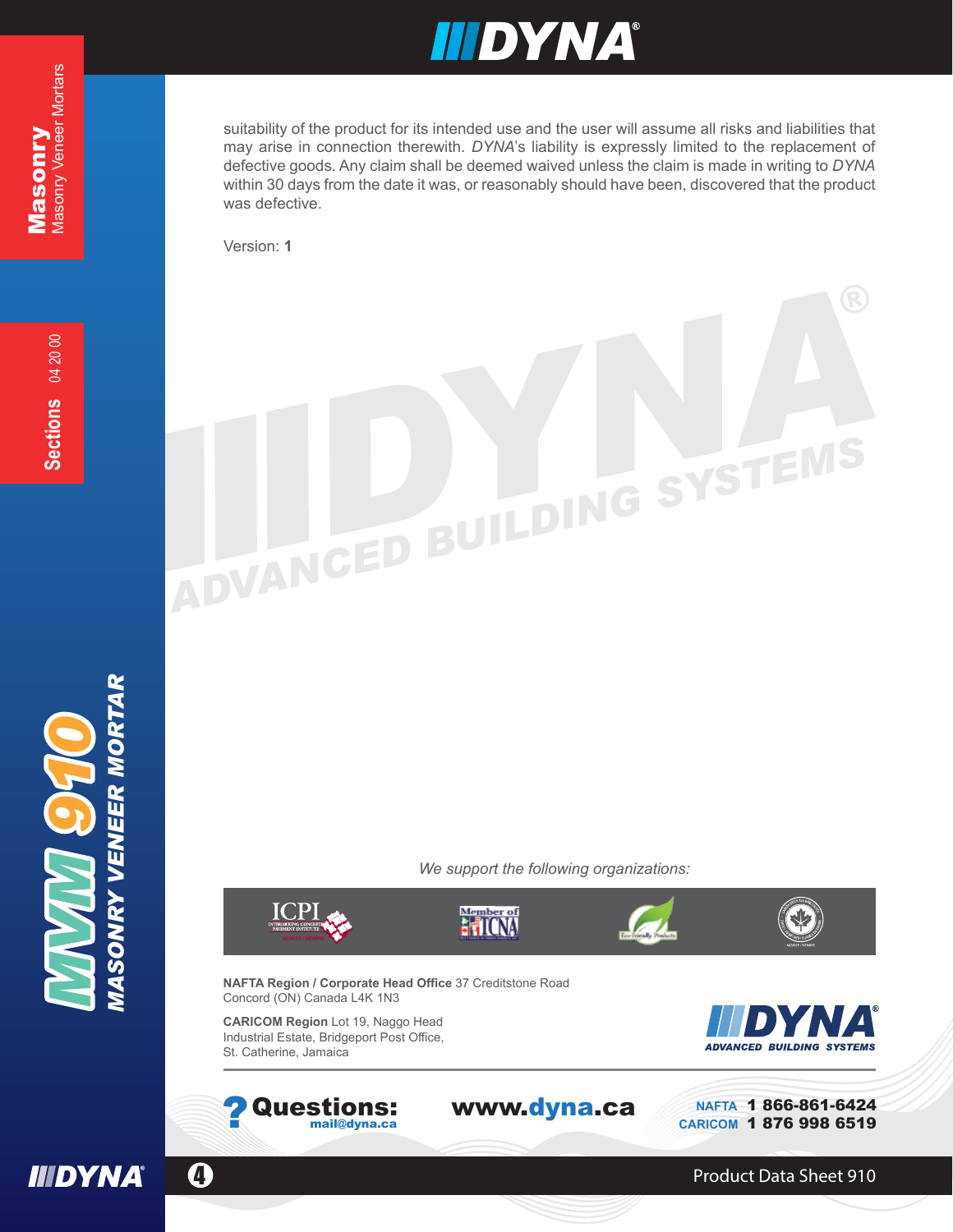suitability of the product for its intended use and the user will assume all risks and liabilities that may arise in connection therewith. *DYNA*'s liability is expressly limited to the replacement of defective goods. Any claim shall be deemed waived unless the claim is made in writing to *DYNA* within 30 days from the date it was, or reasonably should have been, discovered that the product was defective.

Version: **1**

*We support the following organizations:*

**NAFTA Region / Corporate Head Office** 37 Creditstone Road
Concord (ON) Canada L4K 1N3

**CARICOM Region** Lot 19, Naggo Head
Industrial Estate, Bridgeport Post Office,
St. Catherine, Jamaica

**Questions:** mail@dyna.ca

**www.dyna.ca**

NAFTA **1 866-861-6424**
CARICOM **1 876 998 6519**